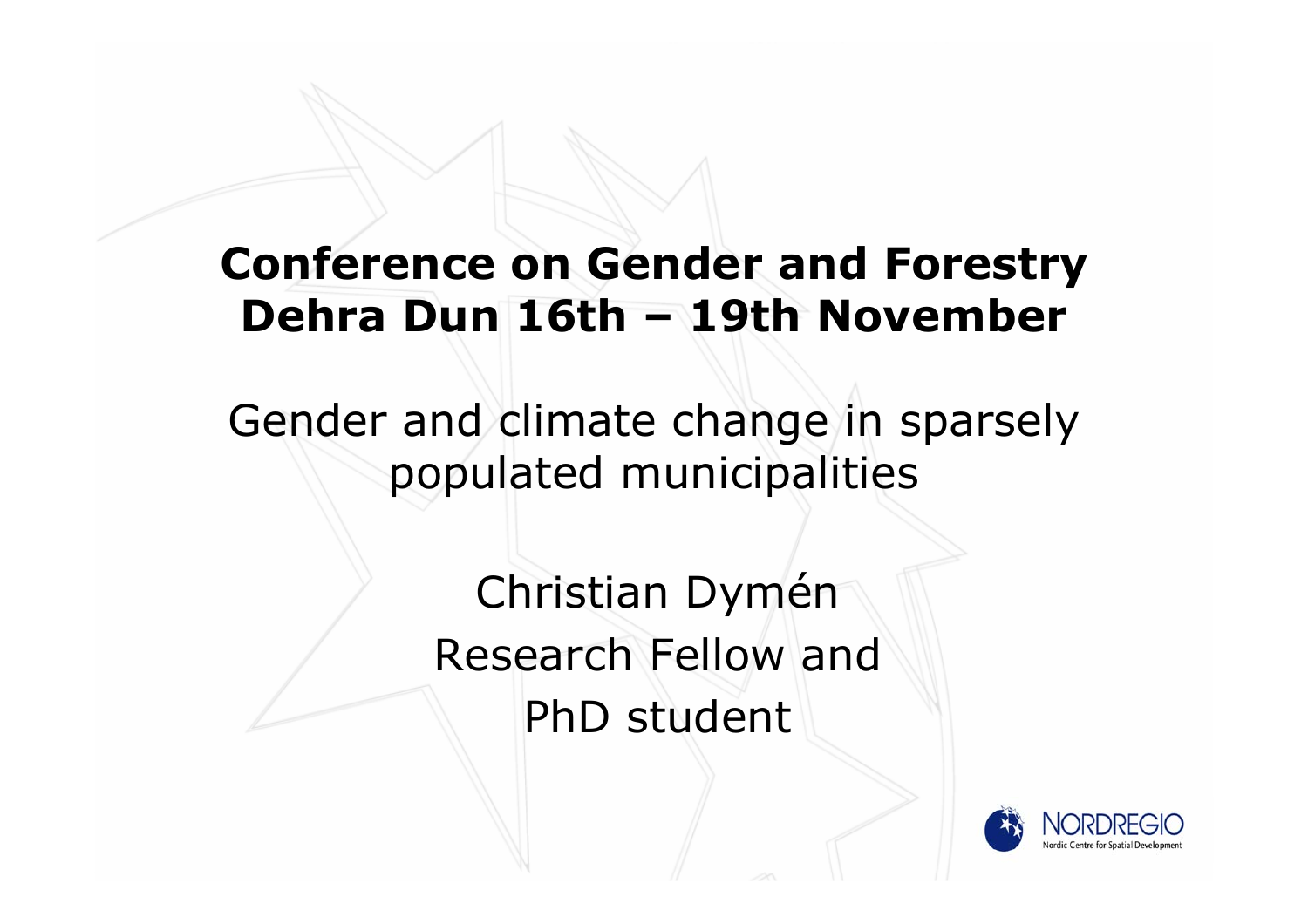# Conference on Gender and Forestry Dehra Dun 16th – 19th November

Gender and climate change in sparsely populated municipalities

Christian Dymén
Research Fellow and
PhD student

NORDREGIO
Nordic Centre for Spatial Development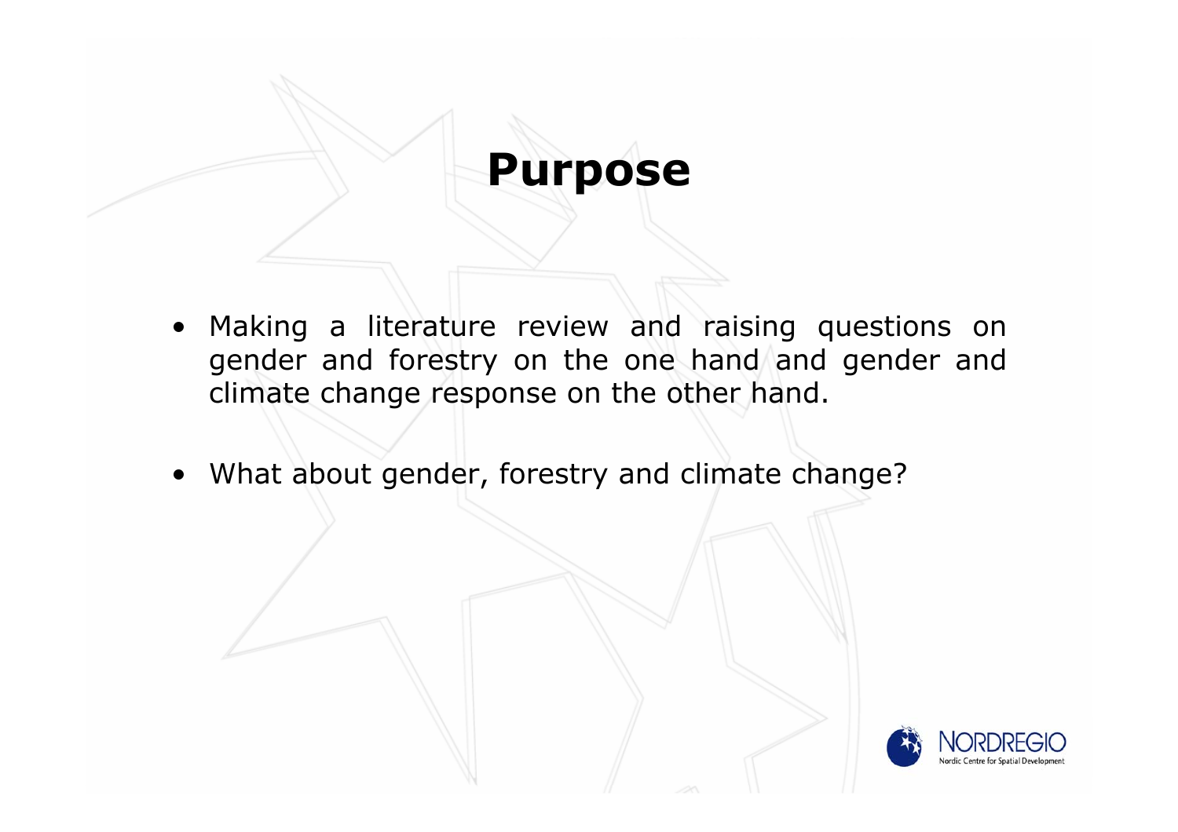# Purpose

- Making a literature review and raising questions on gender and forestry on the one hand and gender and climate change response on the other hand.
- What about gender, forestry and climate change?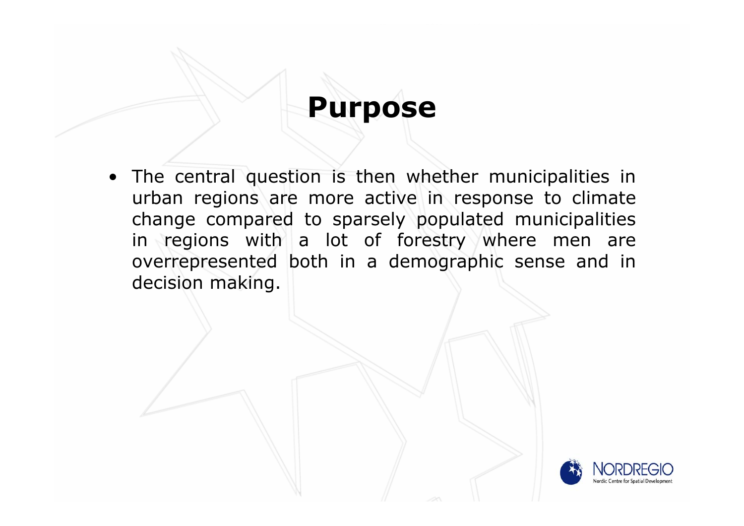# Purpose

- The central question is then whether municipalities in urban regions are more active in response to climate change compared to sparsely populated municipalities in regions with a lot of forestry where men are overrepresented both in a demographic sense and in decision making.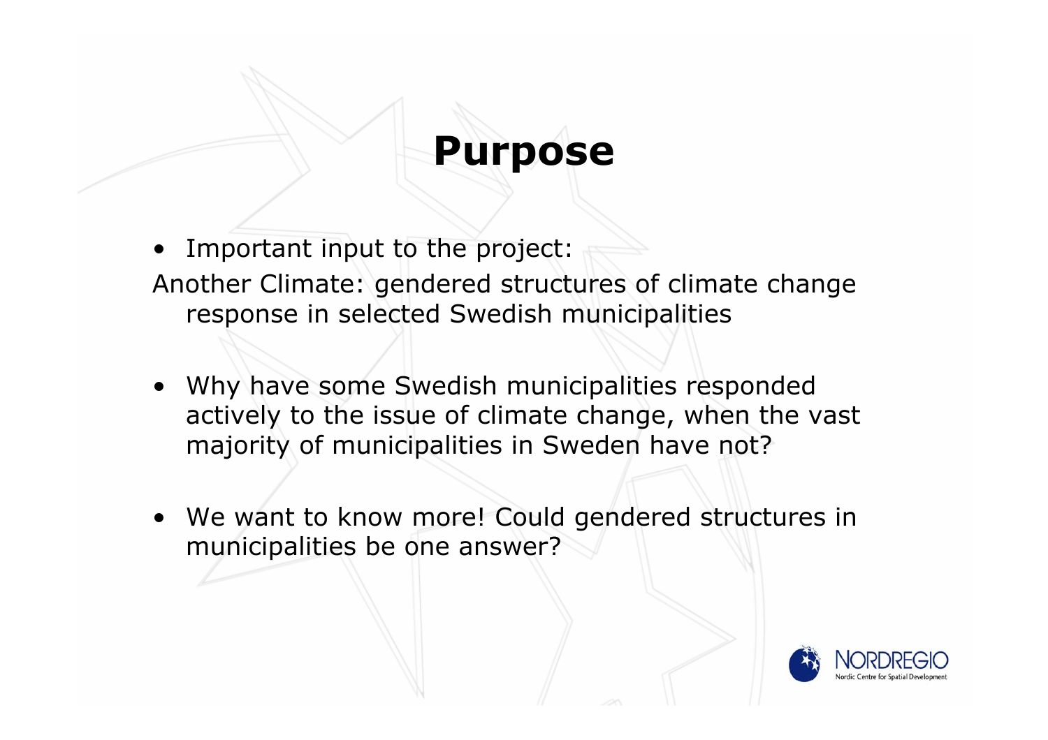# Purpose

- Important input to the project:

Another Climate: gendered structures of climate change response in selected Swedish municipalities

- Why have some Swedish municipalities responded actively to the issue of climate change, when the vast majority of municipalities in Sweden have not?
- We want to know more! Could gendered structures in municipalities be one answer?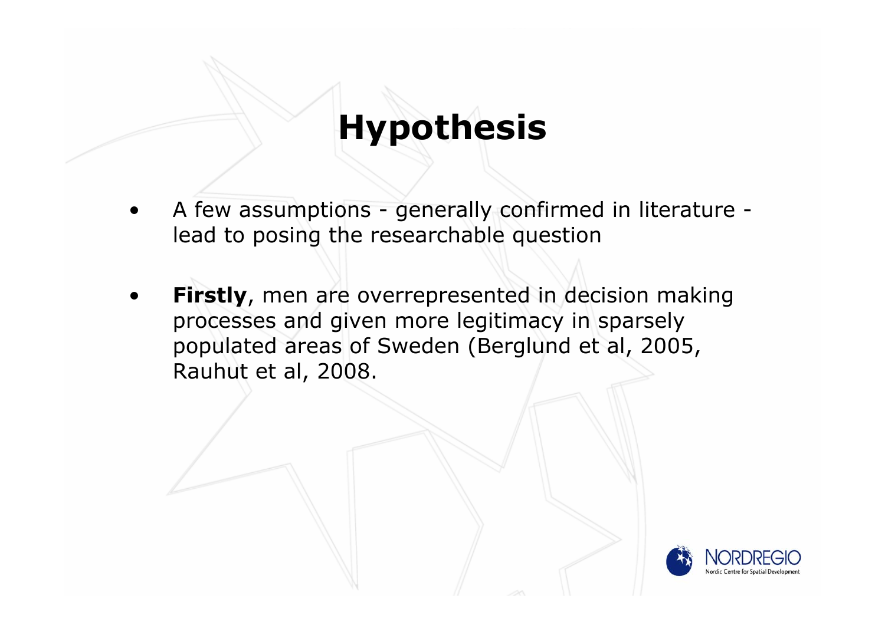# Hypothesis

- A few assumptions - generally confirmed in literature - lead to posing the researchable question
- **Firstly**, men are overrepresented in decision making processes and given more legitimacy in sparsely populated areas of Sweden (Berglund et al, 2005, Rauhut et al, 2008.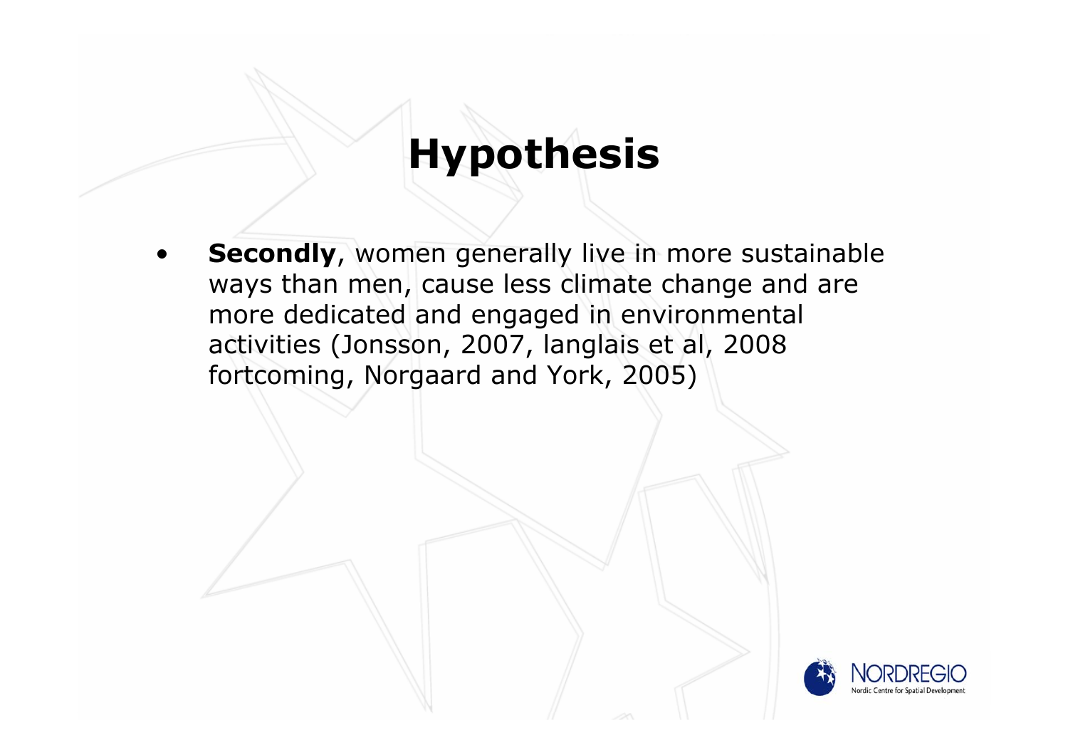# Hypothesis

- **Secondly**, women generally live in more sustainable ways than men, cause less climate change and are more dedicated and engaged in environmental activities (Jonsson, 2007, langlais et al, 2008 fortcoming, Norgaard and York, 2005)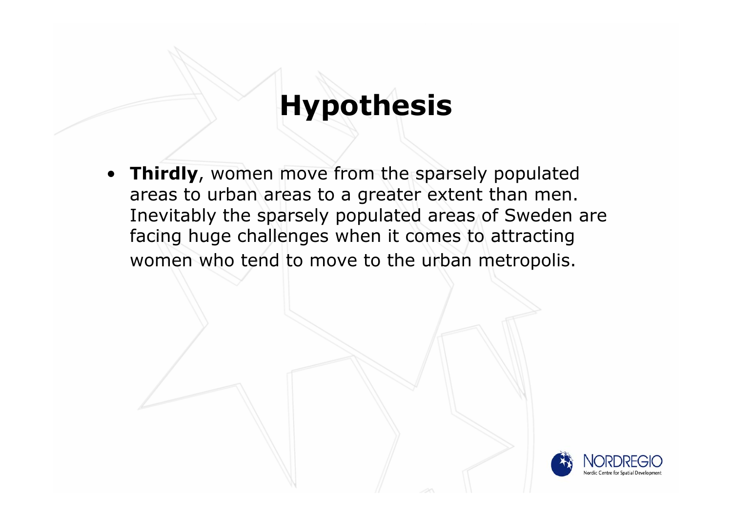# Hypothesis

- **Thirdly**, women move from the sparsely populated areas to urban areas to a greater extent than men. Inevitably the sparsely populated areas of Sweden are facing huge challenges when it comes to attracting women who tend to move to the urban metropolis.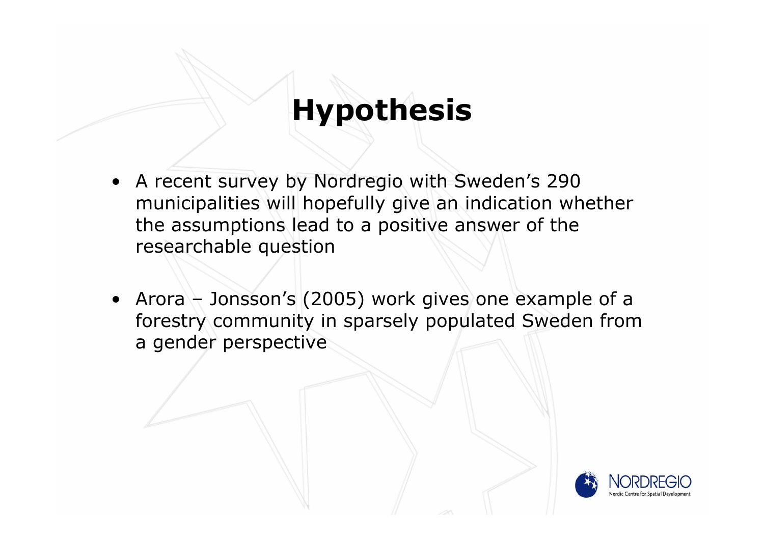# Hypothesis

- A recent survey by Nordregio with Sweden's 290 municipalities will hopefully give an indication whether the assumptions lead to a positive answer of the researchable question
- Arora – Jonsson's (2005) work gives one example of a forestry community in sparsely populated Sweden from a gender perspective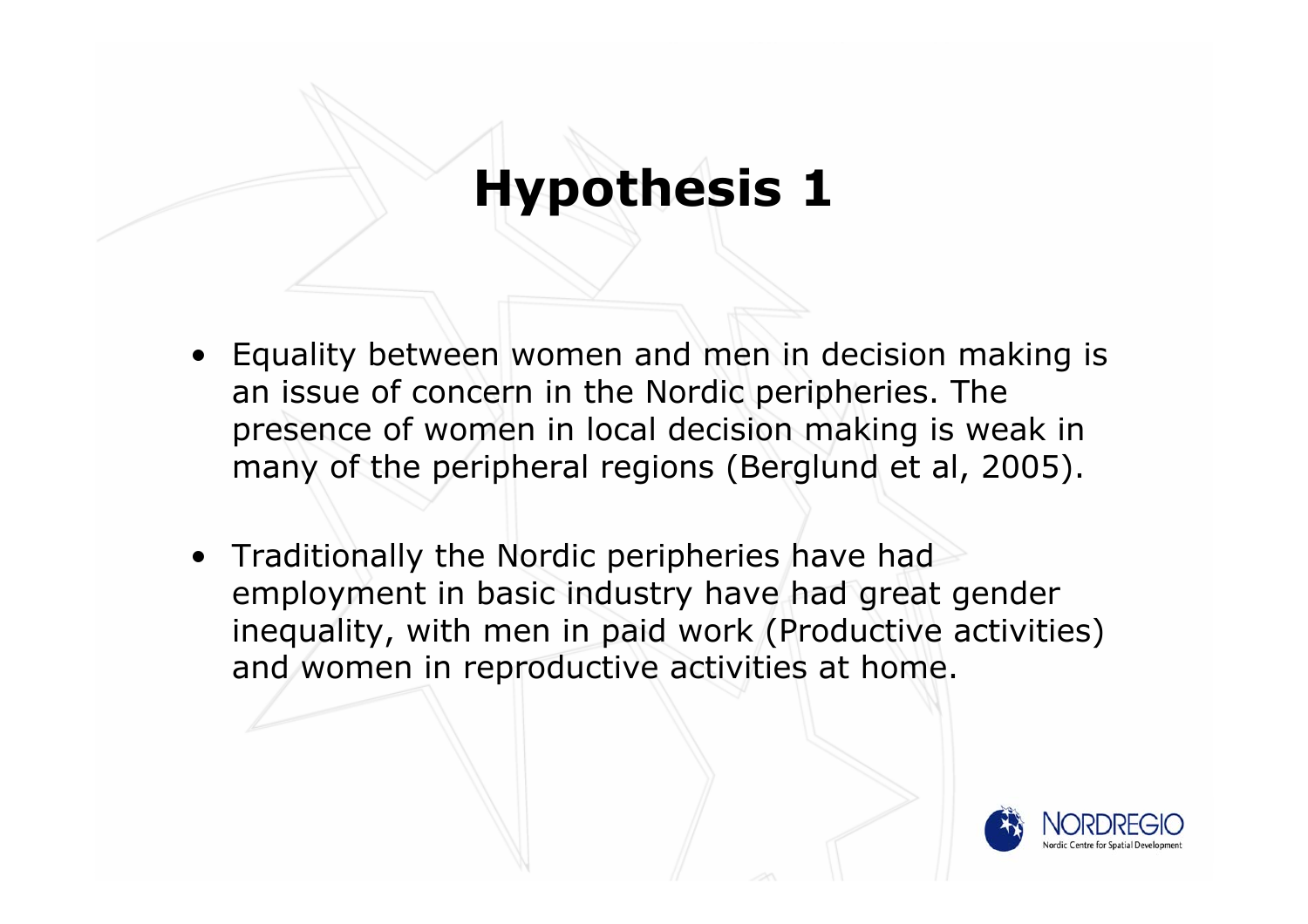# Hypothesis 1

- Equality between women and men in decision making is an issue of concern in the Nordic peripheries. The presence of women in local decision making is weak in many of the peripheral regions (Berglund et al, 2005).
- Traditionally the Nordic peripheries have had employment in basic industry have had great gender inequality, with men in paid work (Productive activities) and women in reproductive activities at home.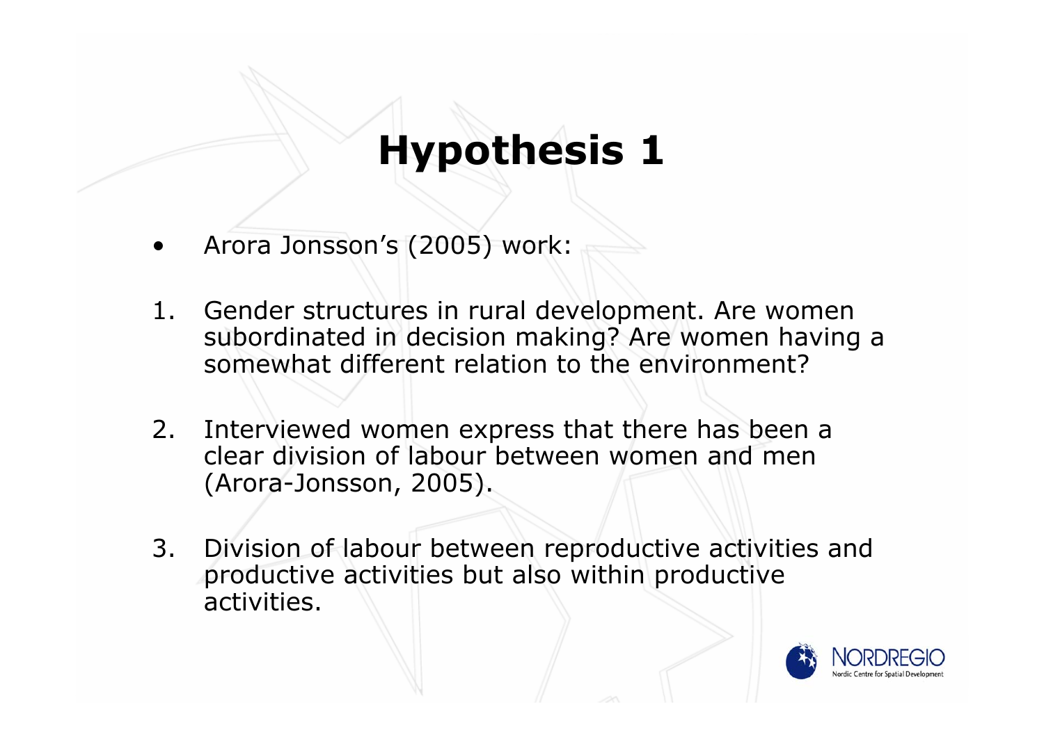# Hypothesis 1

- Arora Jonsson's (2005) work:

1. Gender structures in rural development. Are women subordinated in decision making? Are women having a somewhat different relation to the environment?

2. Interviewed women express that there has been a clear division of labour between women and men (Arora-Jonsson, 2005).

3. Division of labour between reproductive activities and productive activities but also within productive activities.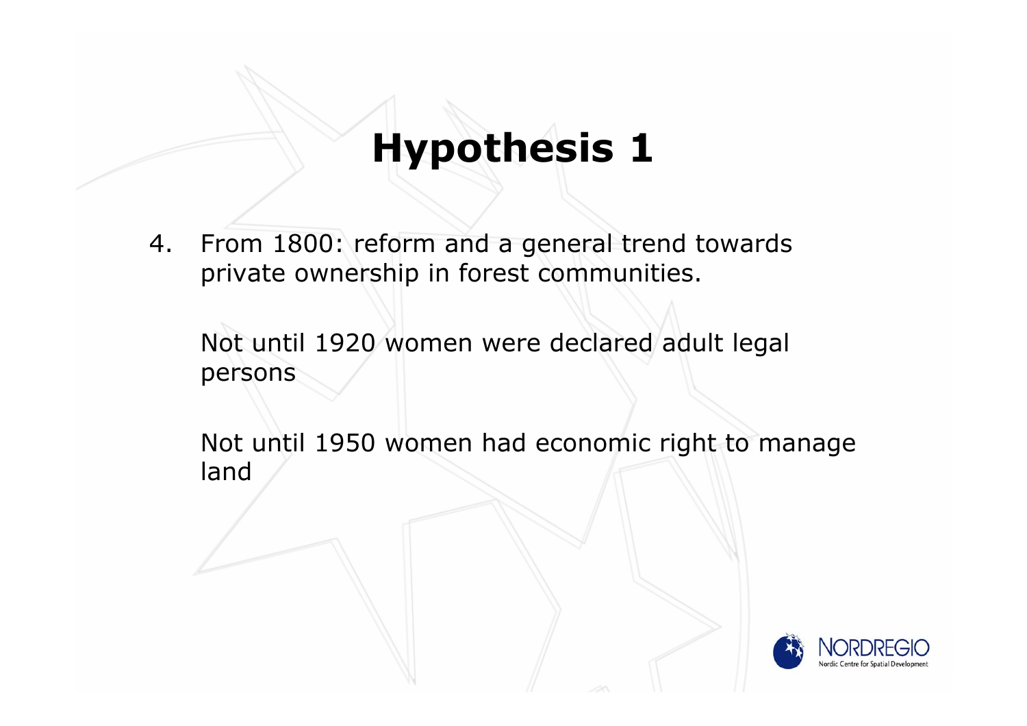# Hypothesis 1

4. From 1800: reform and a general trend towards private ownership in forest communities.

   Not until 1920 women were declared adult legal persons

   Not until 1950 women had economic right to manage land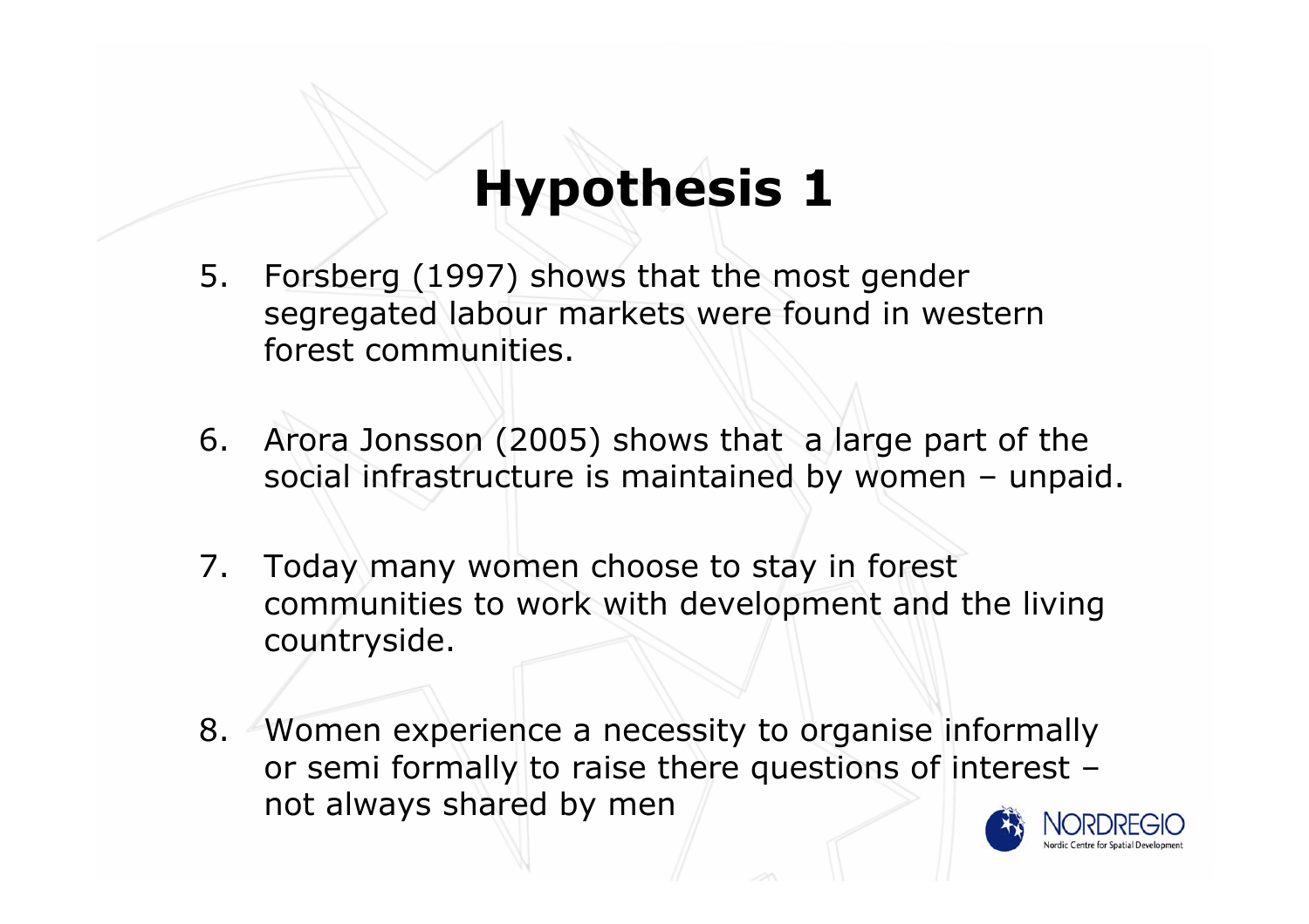# Hypothesis 1

5. Forsberg (1997) shows that the most gender segregated labour markets were found in western forest communities.

6. Arora Jonsson (2005) shows that a large part of the social infrastructure is maintained by women – unpaid.

7. Today many women choose to stay in forest communities to work with development and the living countryside.

8. Women experience a necessity to organise informally or semi formally to raise there questions of interest – not always shared by men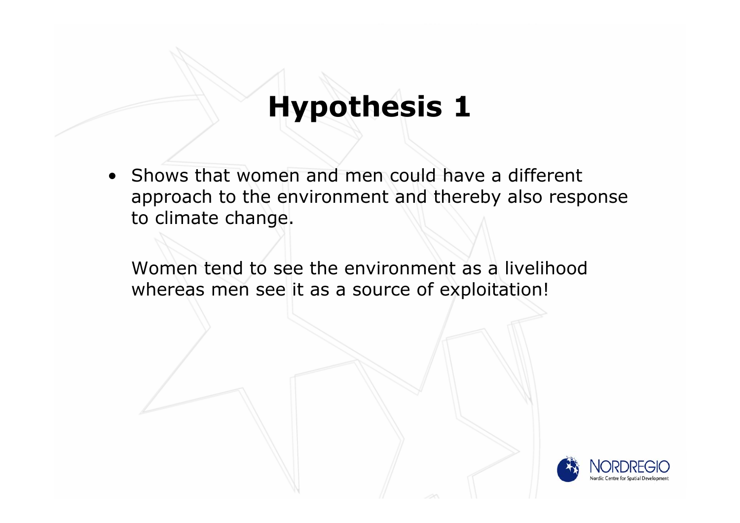# Hypothesis 1

- Shows that women and men could have a different approach to the environment and thereby also response to climate change.

  Women tend to see the environment as a livelihood whereas men see it as a source of exploitation!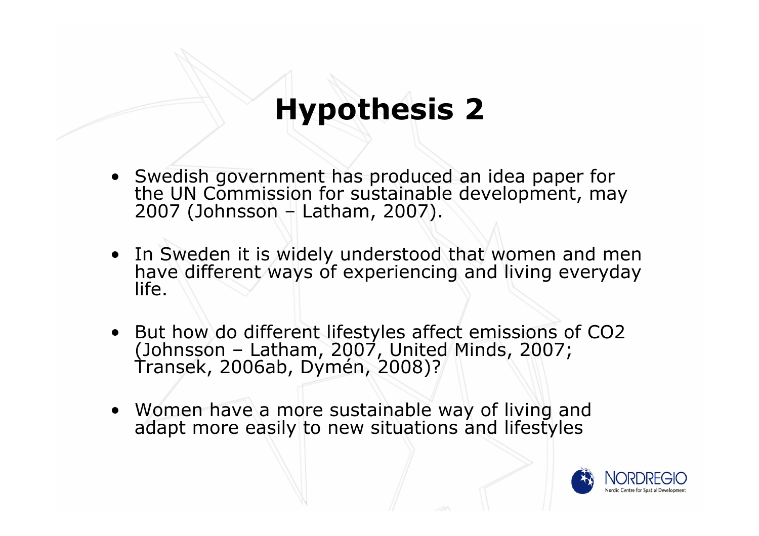# Hypothesis 2

- Swedish government has produced an idea paper for the UN Commission for sustainable development, may 2007 (Johnsson – Latham, 2007).
- In Sweden it is widely understood that women and men have different ways of experiencing and living everyday life.
- But how do different lifestyles affect emissions of CO2 (Johnsson – Latham, 2007, United Minds, 2007; Transek, 2006ab, Dymén, 2008)?
- Women have a more sustainable way of living and adapt more easily to new situations and lifestyles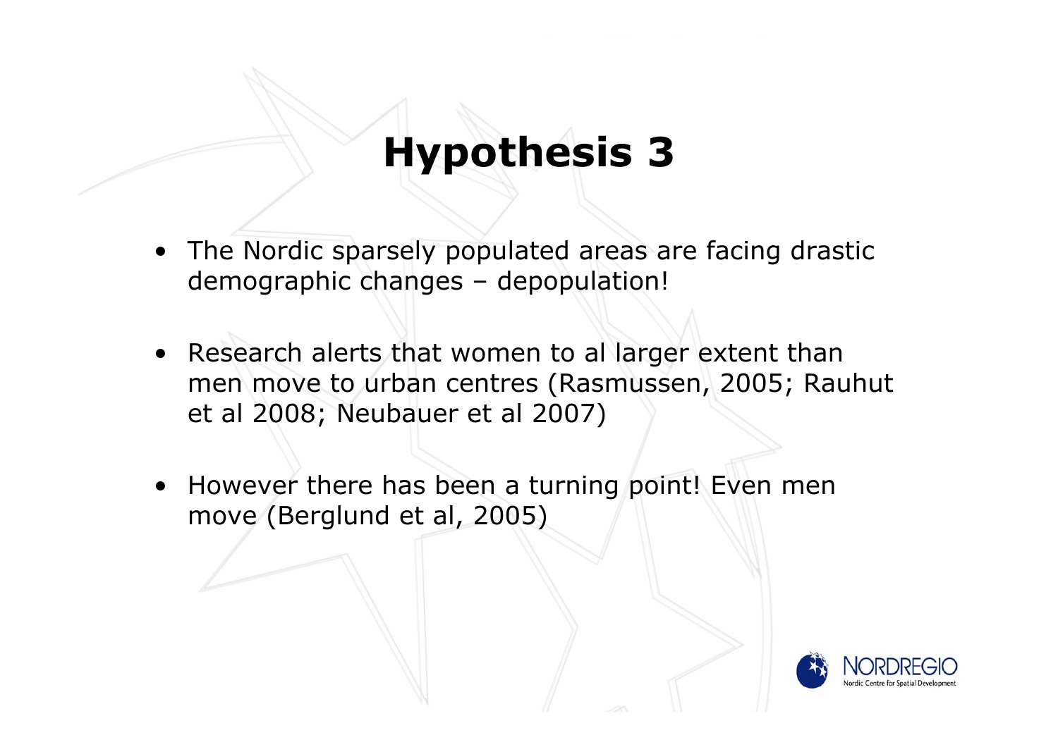# Hypothesis 3

- The Nordic sparsely populated areas are facing drastic demographic changes – depopulation!
- Research alerts that women to al larger extent than men move to urban centres (Rasmussen, 2005; Rauhut et al 2008; Neubauer et al 2007)
- However there has been a turning point! Even men move (Berglund et al, 2005)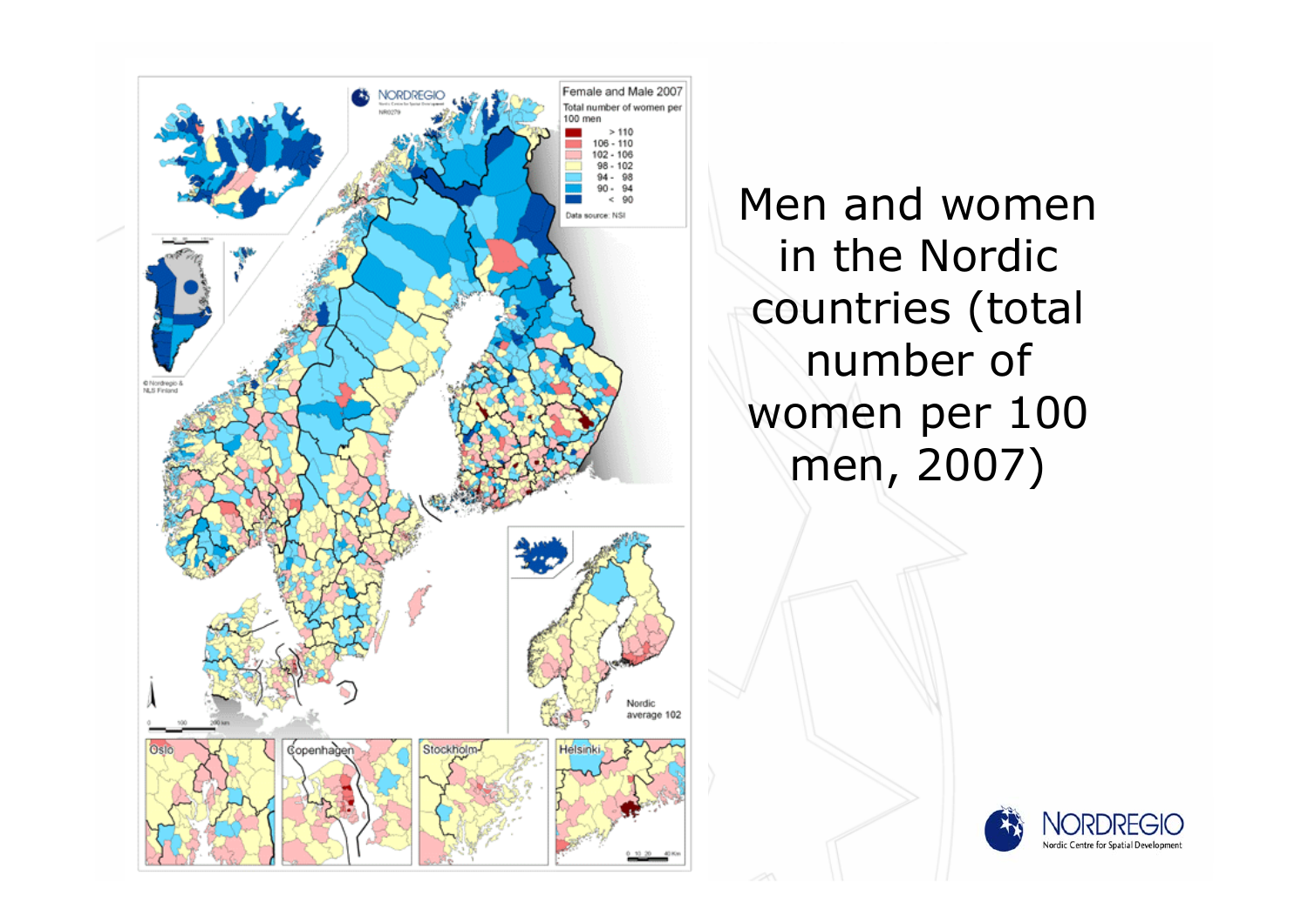Men and women in the Nordic countries (total number of women per 100 men, 2007)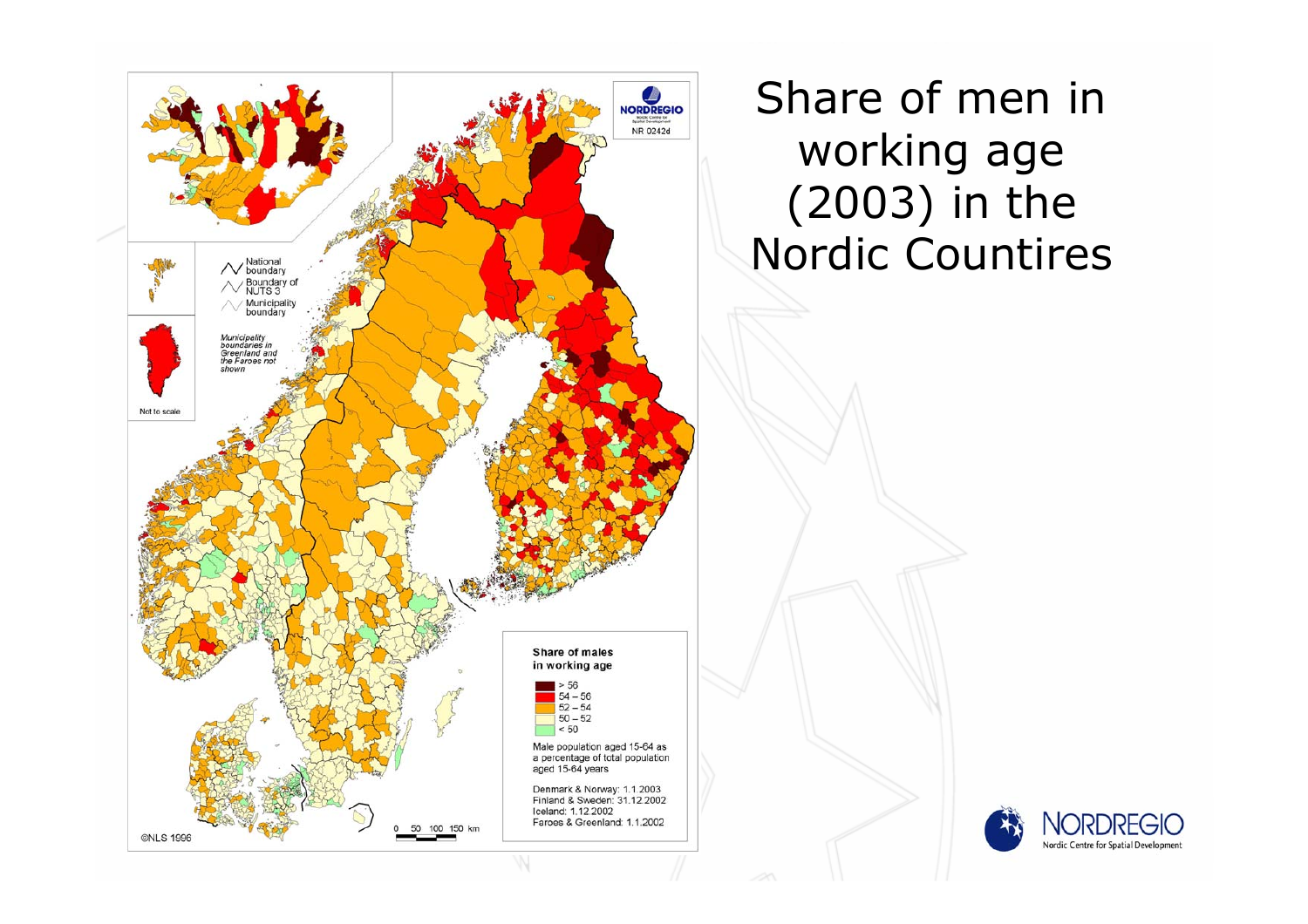# Share of men in working age (2003) in the Nordic Countires

NORDREGIO
NR 0242d

National boundary
Boundary of NUTS 3
Municipality boundary

*Municipality boundaries in Greenland and the Faroes not shown*

Not to scale

**Share of males in working age**

- > 56
- 54 – 56
- 52 – 54
- 50 – 52
- < 50

Male population aged 15-64 as a percentage of total population aged 15-64 years

Denmark & Norway: 1.1.2003
Finland & Sweden: 31.12.2002
Iceland: 1.12.2002
Faroes & Greenland: 1.1.2002

0 50 100 150 km

©NLS 1996

NORDREGIO
Nordic Centre for Spatial Development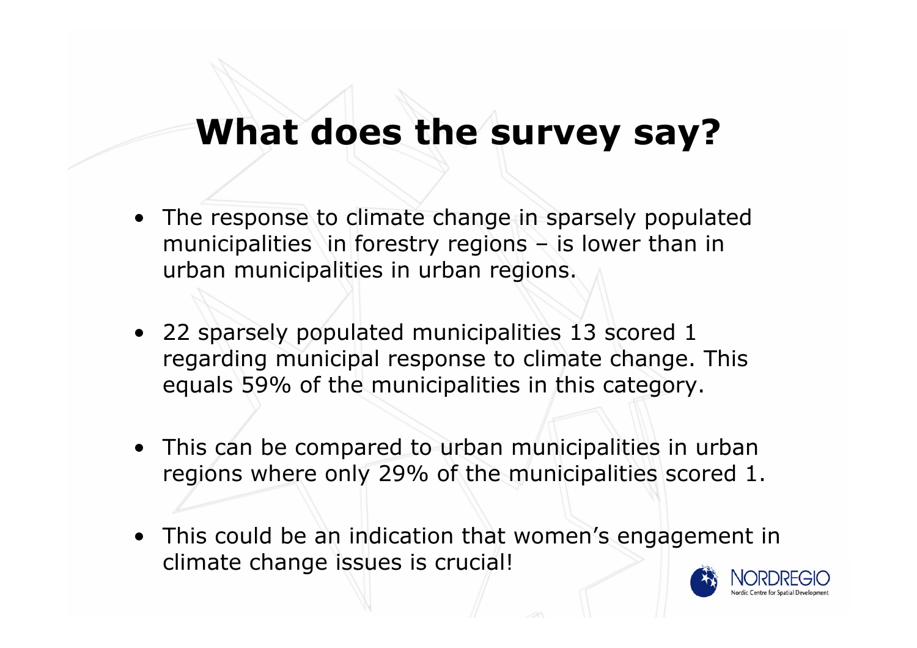# What does the survey say?

- The response to climate change in sparsely populated municipalities in forestry regions – is lower than in urban municipalities in urban regions.
- 22 sparsely populated municipalities 13 scored 1 regarding municipal response to climate change. This equals 59% of the municipalities in this category.
- This can be compared to urban municipalities in urban regions where only 29% of the municipalities scored 1.
- This could be an indication that women's engagement in climate change issues is crucial!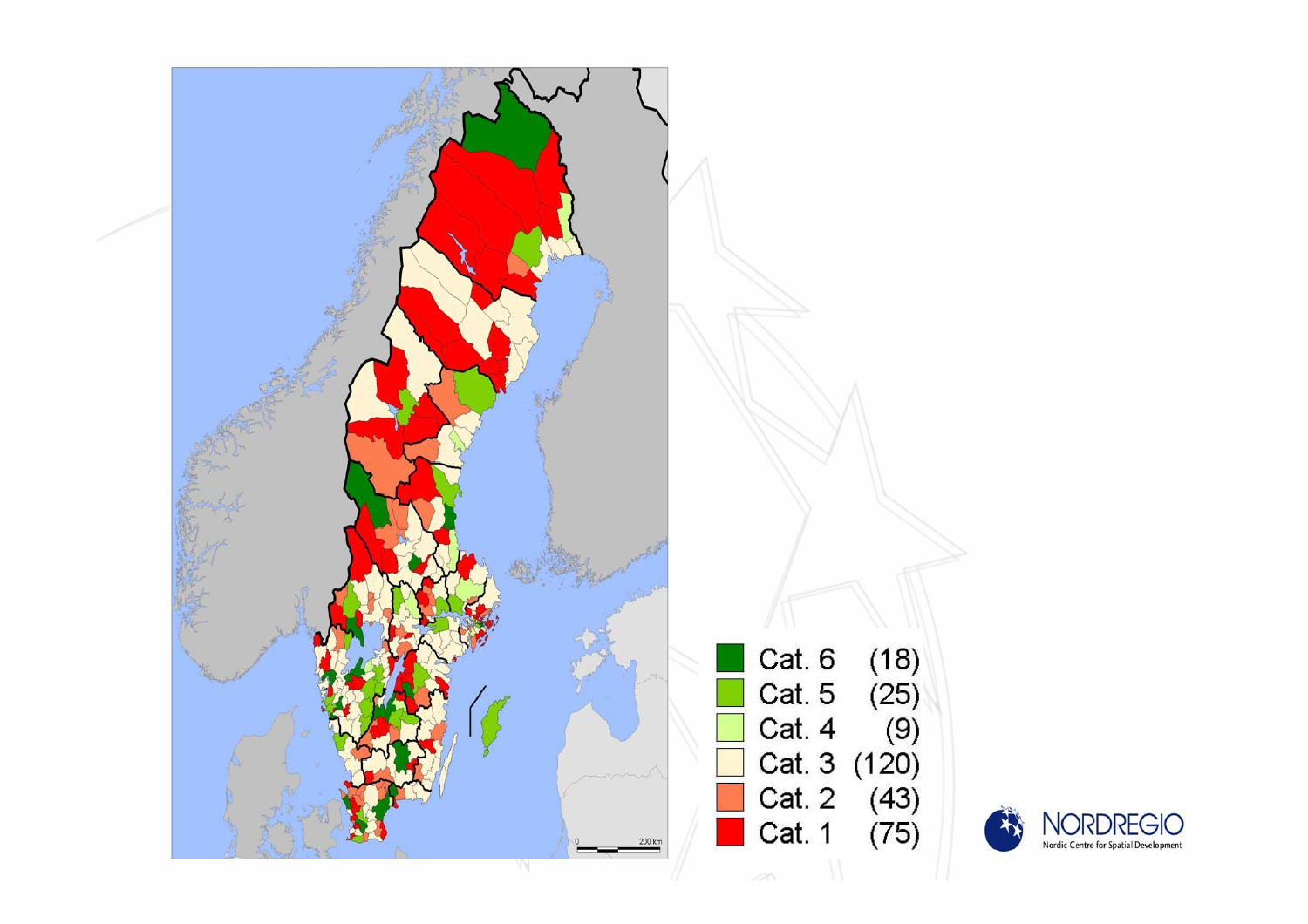| | |
|---|---|
| Cat. 6 | (18) |
| Cat. 5 | (25) |
| Cat. 4 | (9) |
| Cat. 3 | (120) |
| Cat. 2 | (43) |
| Cat. 1 | (75) |

NORDREGIO
Nordic Centre for Spatial Development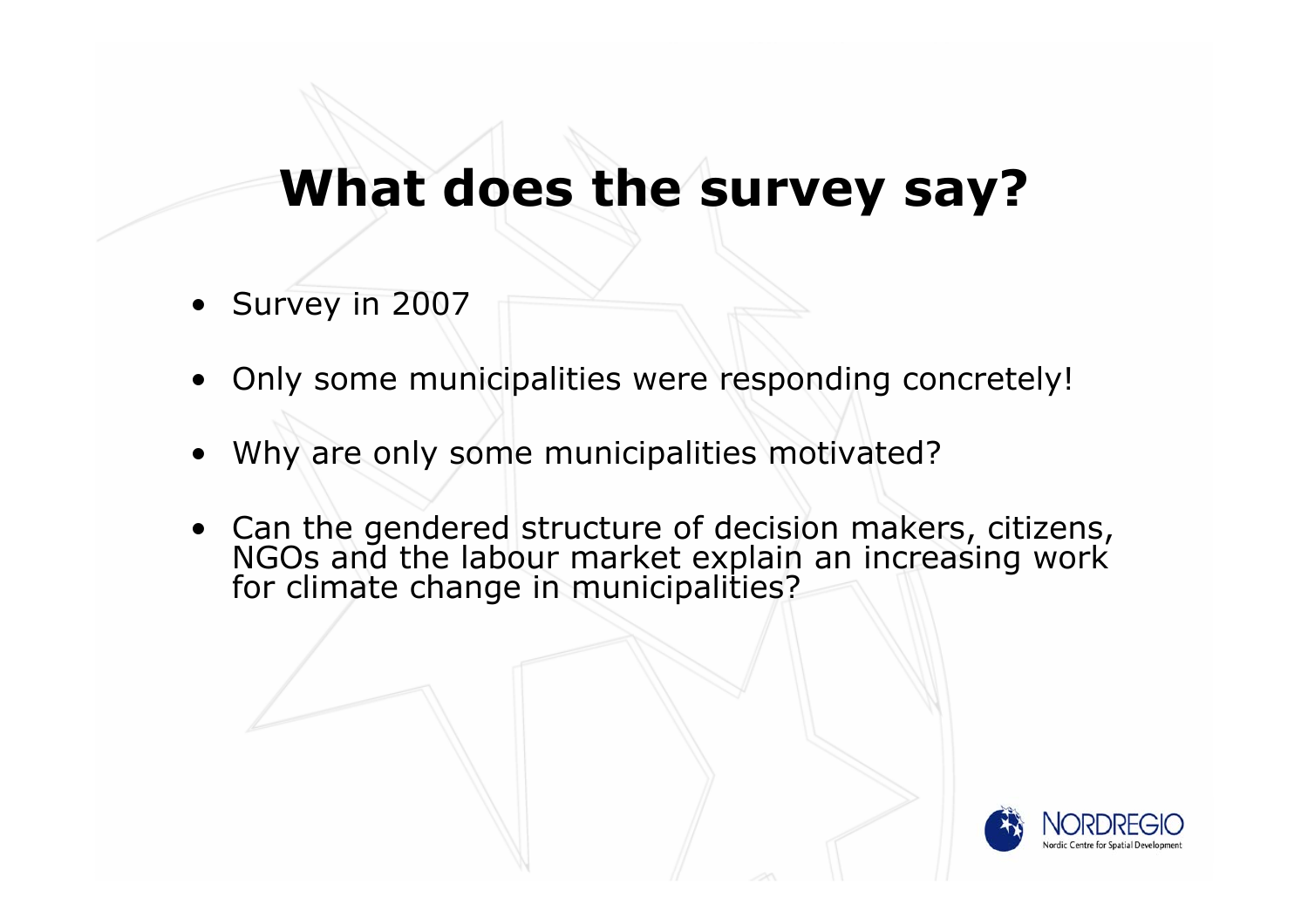# What does the survey say?

- Survey in 2007
- Only some municipalities were responding concretely!
- Why are only some municipalities motivated?
- Can the gendered structure of decision makers, citizens, NGOs and the labour market explain an increasing work for climate change in municipalities?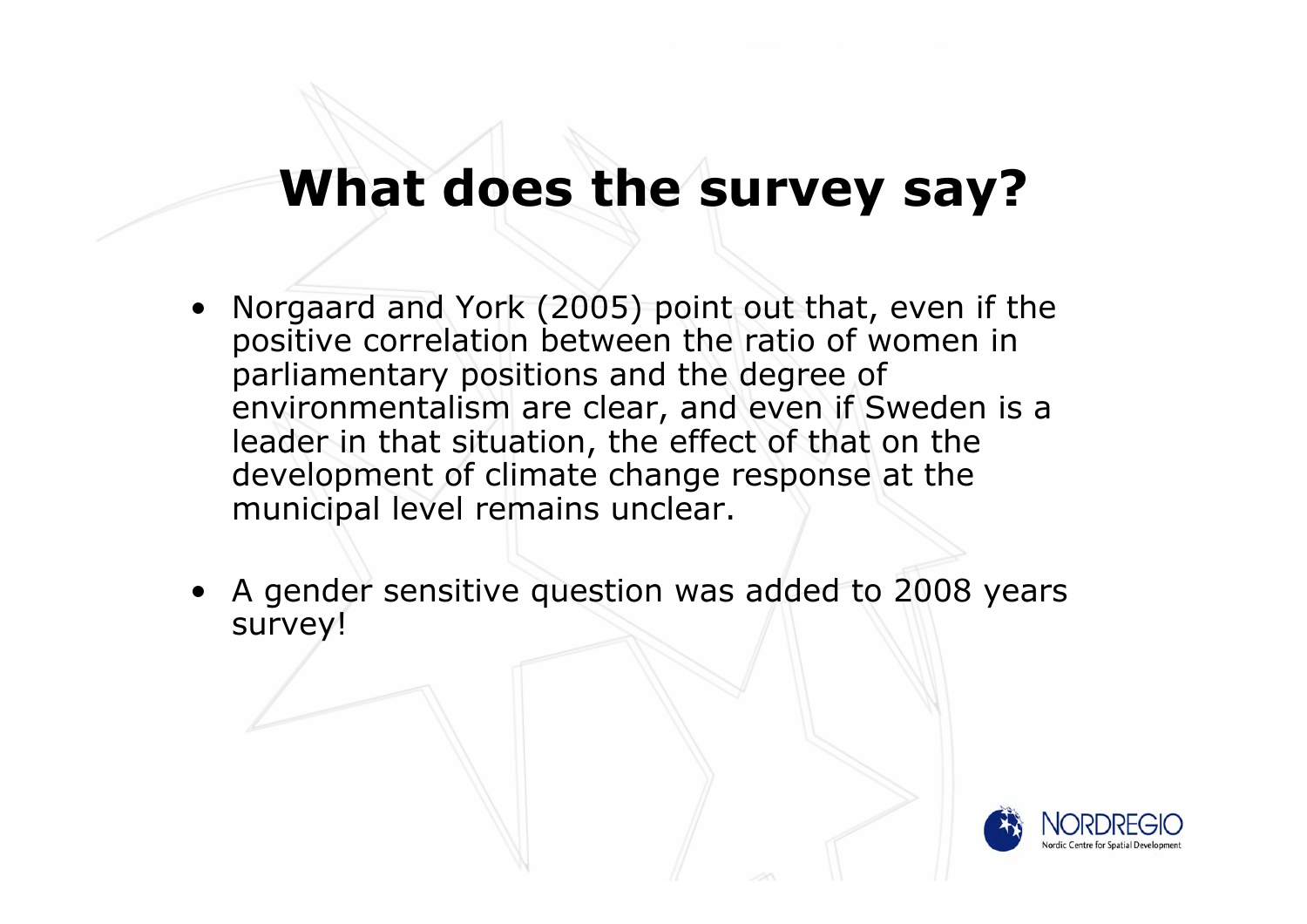# What does the survey say?

- Norgaard and York (2005) point out that, even if the positive correlation between the ratio of women in parliamentary positions and the degree of environmentalism are clear, and even if Sweden is a leader in that situation, the effect of that on the development of climate change response at the municipal level remains unclear.
- A gender sensitive question was added to 2008 years survey!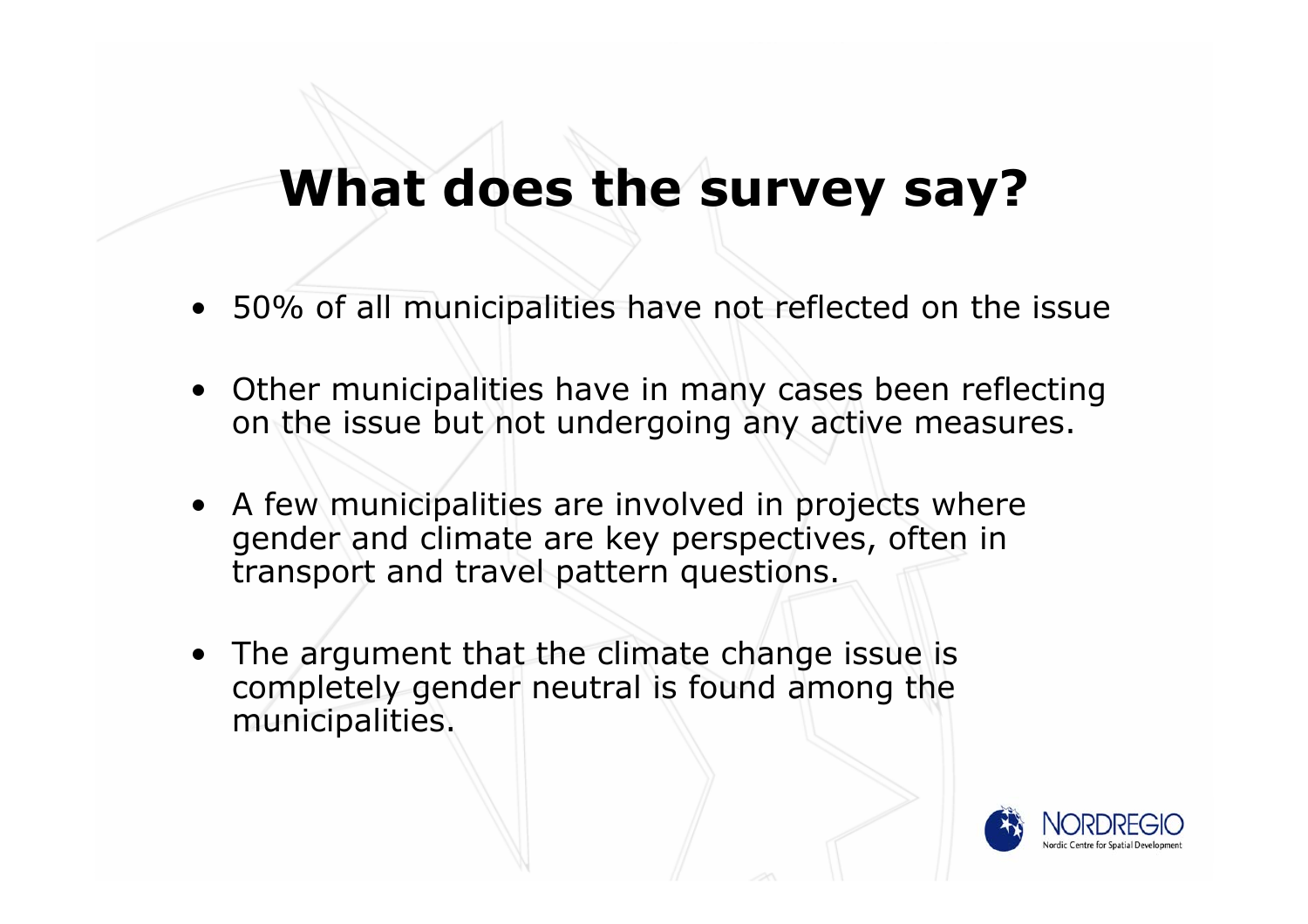# What does the survey say?

- 50% of all municipalities have not reflected on the issue
- Other municipalities have in many cases been reflecting on the issue but not undergoing any active measures.
- A few municipalities are involved in projects where gender and climate are key perspectives, often in transport and travel pattern questions.
- The argument that the climate change issue is completely gender neutral is found among the municipalities.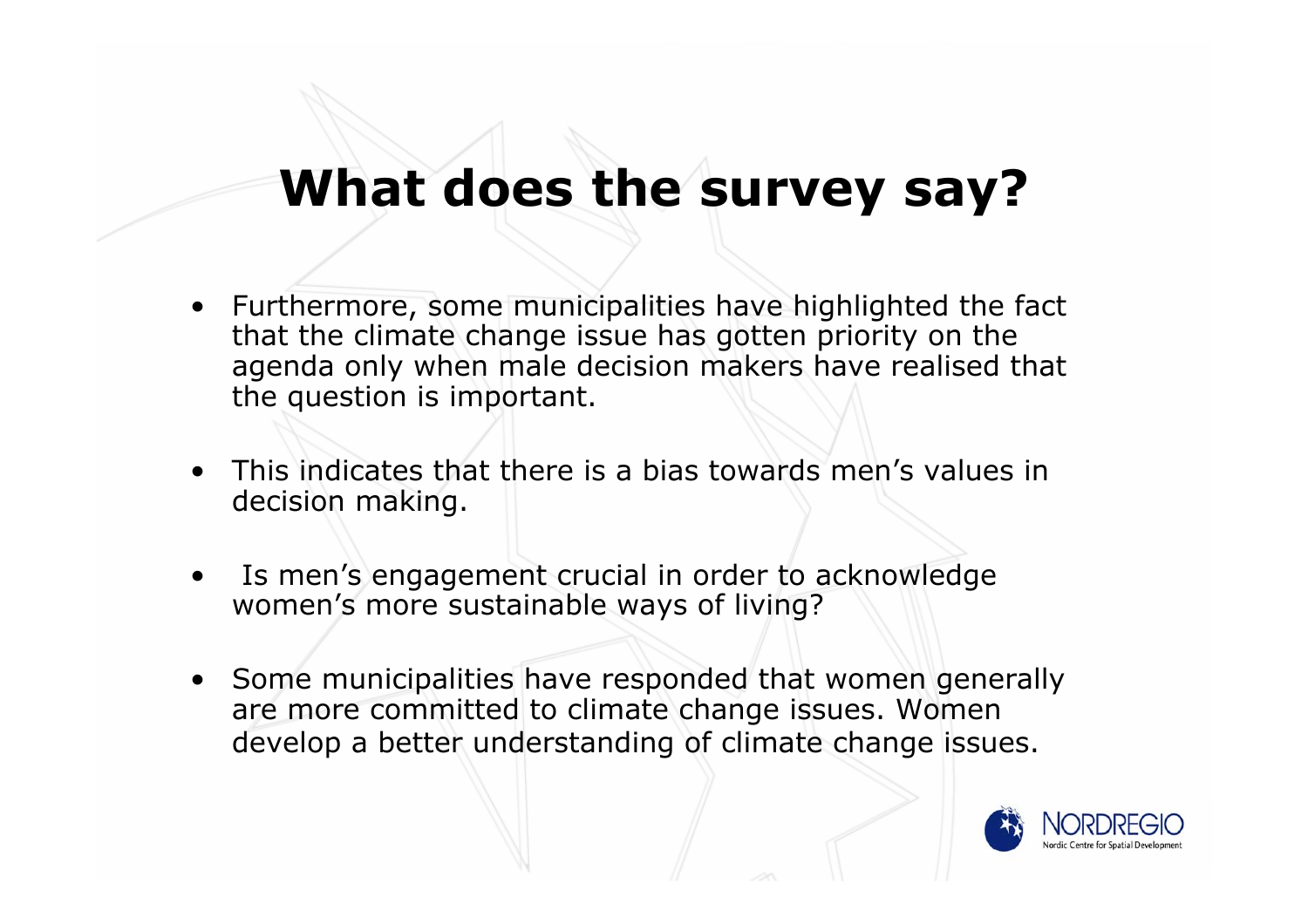# What does the survey say?

- Furthermore, some municipalities have highlighted the fact that the climate change issue has gotten priority on the agenda only when male decision makers have realised that the question is important.
- This indicates that there is a bias towards men's values in decision making.
- Is men's engagement crucial in order to acknowledge women's more sustainable ways of living?
- Some municipalities have responded that women generally are more committed to climate change issues. Women develop a better understanding of climate change issues.

NORDREGIO
Nordic Centre for Spatial Development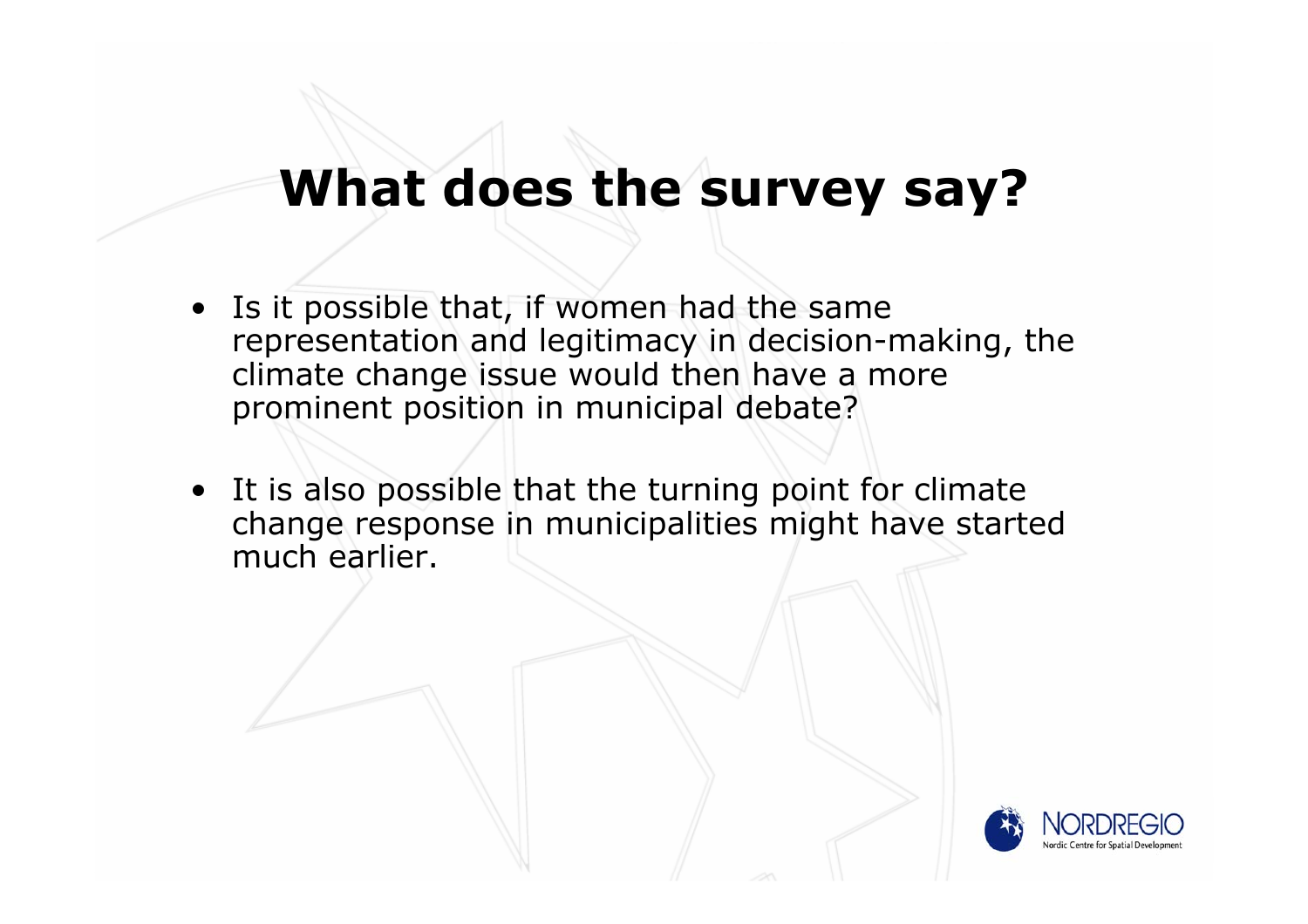# What does the survey say?

- Is it possible that, if women had the same representation and legitimacy in decision-making, the climate change issue would then have a more prominent position in municipal debate?
- It is also possible that the turning point for climate change response in municipalities might have started much earlier.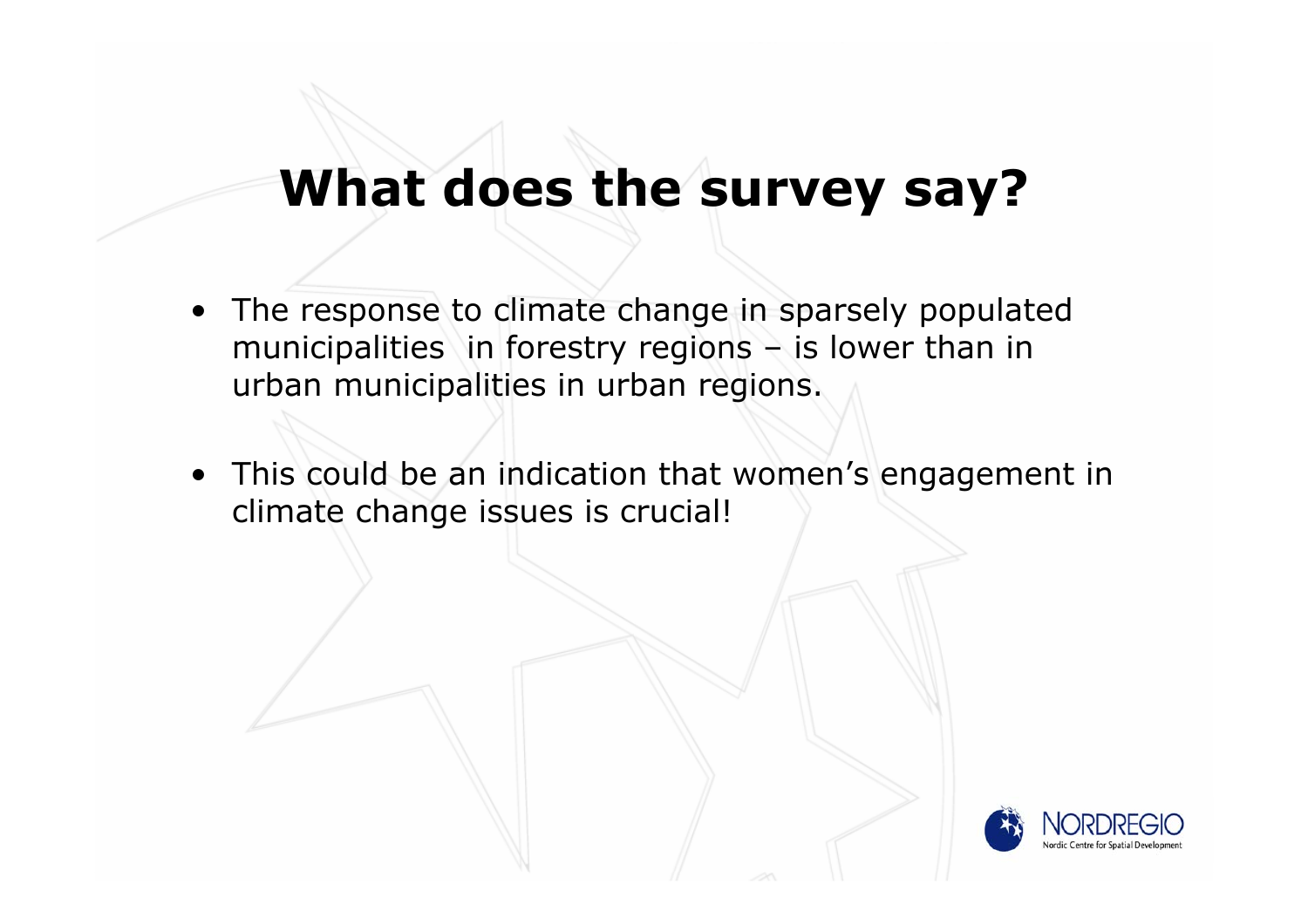# What does the survey say?

- The response to climate change in sparsely populated municipalities in forestry regions – is lower than in urban municipalities in urban regions.
- This could be an indication that women's engagement in climate change issues is crucial!